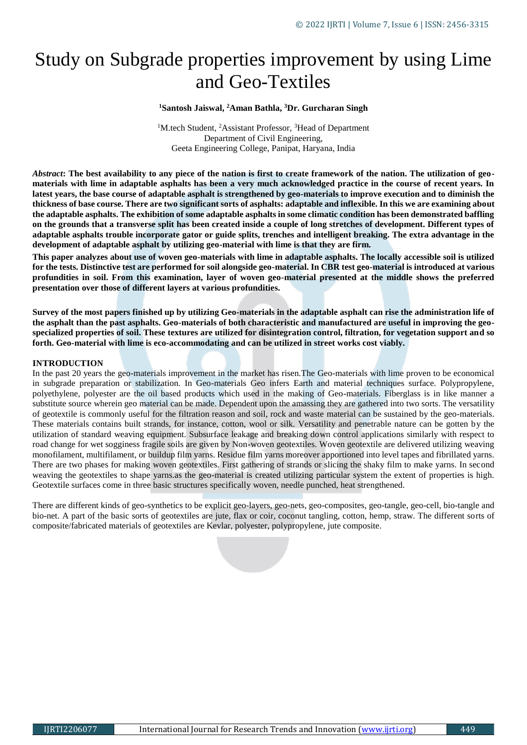# Study on Subgrade properties improvement by using Lime and Geo-Textiles

**[1]Santosh Jaiswal, [2]Aman Bathla, [3]Dr. Gurcharan Singh**

[1]M.tech Student, [2]Assistant Professor, [3]Head of Department
Department of Civil Engineering,
Geeta Engineering College, Panipat, Haryana, India

***Abstract*: The best availability to any piece of the nation is first to create framework of the nation. The utilization of geo-materials with lime in adaptable asphalts has been a very much acknowledged practice in the course of recent years. In latest years, the base course of adaptable asphalt is strengthened by geo-materials to improve execution and to diminish the thickness of base course. There are two significant sorts of asphalts: adaptable and inflexible. In this we are examining about the adaptable asphalts. The exhibition of some adaptable asphalts in some climatic condition has been demonstrated baffling on the grounds that a transverse split has been created inside a couple of long stretches of development. Different types of adaptable asphalts trouble incorporate gator or guide splits, trenches and intelligent breaking. The extra advantage in the development of adaptable asphalt by utilizing geo-material with lime is that they are firm.**

**This paper analyzes about use of woven geo-materials with lime in adaptable asphalts. The locally accessible soil is utilized for the tests. Distinctive test are performed for soil alongside geo-material. In CBR test geo-material is introduced at various profundities in soil. From this examination, layer of woven geo-material presented at the middle shows the preferred presentation over those of different layers at various profundities.**

**Survey of the most papers finished up by utilizing Geo-materials in the adaptable asphalt can rise the administration life of the asphalt than the past asphalts. Geo-materials of both characteristic and manufactured are useful in improving the geo-specialized properties of soil. These textures are utilized for disintegration control, filtration, for vegetation support and so forth. Geo-material with lime is eco-accommodating and can be utilized in street works cost viably.**

## INTRODUCTION

In the past 20 years the geo-materials improvement in the market has risen.The Geo-materials with lime proven to be economical in subgrade preparation or stabilization. In Geo-materials Geo infers Earth and material techniques surface. Polypropylene, polyethylene, polyester are the oil based products which used in the making of Geo-materials. Fiberglass is in like manner a substitute source wherein geo material can be made. Dependent upon the amassing they are gathered into two sorts. The versatility of geotextile is commonly useful for the filtration reason and soil, rock and waste material can be sustained by the geo-materials. These materials contains built strands, for instance, cotton, wool or silk. Versatility and penetrable nature can be gotten by the utilization of standard weaving equipment. Subsurface leakage and breaking down control applications similarly with respect to road change for wet sogginess fragile soils are given by Non-woven geotextiles. Woven geotextile are delivered utilizing weaving monofilament, multifilament, or buildup film yarns. Residue film yarns moreover apportioned into level tapes and fibrillated yarns. There are two phases for making woven geotextiles. First gathering of strands or slicing the shaky film to make yarns. In second weaving the geotextiles to shape yarns.as the geo-material is created utilizing particular system the extent of properties is high. Geotextile surfaces come in three basic structures specifically woven, needle punched, heat strengthened.

There are different kinds of geo-synthetics to be explicit geo-layers, geo-nets, geo-composites, geo-tangle, geo-cell, bio-tangle and bio-net. A part of the basic sorts of geotextiles are jute, flax or coir, coconut tangling, cotton, hemp, straw. The different sorts of composite/fabricated materials of geotextiles are Kevlar, polyester, polypropylene, jute composite.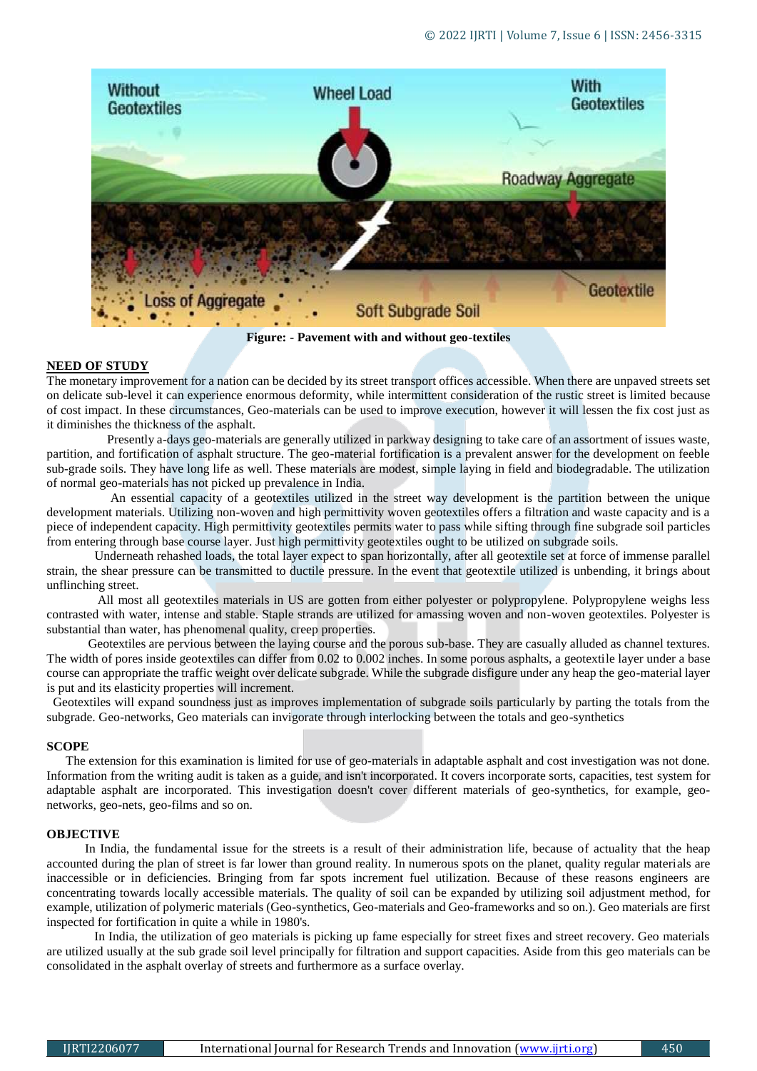Figure: - Pavement with and without geo-textiles

## NEED OF STUDY

The monetary improvement for a nation can be decided by its street transport offices accessible. When there are unpaved streets set on delicate sub-level it can experience enormous deformity, while intermittent consideration of the rustic street is limited because of cost impact. In these circumstances, Geo-materials can be used to improve execution, however it will lessen the fix cost just as it diminishes the thickness of the asphalt.

Presently a-days geo-materials are generally utilized in parkway designing to take care of an assortment of issues waste, partition, and fortification of asphalt structure. The geo-material fortification is a prevalent answer for the development on feeble sub-grade soils. They have long life as well. These materials are modest, simple laying in field and biodegradable. The utilization of normal geo-materials has not picked up prevalence in India.

An essential capacity of a geotextiles utilized in the street way development is the partition between the unique development materials. Utilizing non-woven and high permittivity woven geotextiles offers a filtration and waste capacity and is a piece of independent capacity. High permittivity geotextiles permits water to pass while sifting through fine subgrade soil particles from entering through base course layer. Just high permittivity geotextiles ought to be utilized on subgrade soils.

Underneath rehashed loads, the total layer expect to span horizontally, after all geotextile set at force of immense parallel strain, the shear pressure can be transmitted to ductile pressure. In the event that geotextile utilized is unbending, it brings about unflinching street.

All most all geotextiles materials in US are gotten from either polyester or polypropylene. Polypropylene weighs less contrasted with water, intense and stable. Staple strands are utilized for amassing woven and non-woven geotextiles. Polyester is substantial than water, has phenomenal quality, creep properties.

Geotextiles are pervious between the laying course and the porous sub-base. They are casually alluded as channel textures. The width of pores inside geotextiles can differ from 0.02 to 0.002 inches. In some porous asphalts, a geotextile layer under a base course can appropriate the traffic weight over delicate subgrade. While the subgrade disfigure under any heap the geo-material layer is put and its elasticity properties will increment.

Geotextiles will expand soundness just as improves implementation of subgrade soils particularly by parting the totals from the subgrade. Geo-networks, Geo materials can invigorate through interlocking between the totals and geo-synthetics

## SCOPE

The extension for this examination is limited for use of geo-materials in adaptable asphalt and cost investigation was not done. Information from the writing audit is taken as a guide, and isn't incorporated. It covers incorporate sorts, capacities, test system for adaptable asphalt are incorporated. This investigation doesn't cover different materials of geo-synthetics, for example, geo-networks, geo-nets, geo-films and so on.

## OBJECTIVE

In India, the fundamental issue for the streets is a result of their administration life, because of actuality that the heap accounted during the plan of street is far lower than ground reality. In numerous spots on the planet, quality regular materials are inaccessible or in deficiencies. Bringing from far spots increment fuel utilization. Because of these reasons engineers are concentrating towards locally accessible materials. The quality of soil can be expanded by utilizing soil adjustment method, for example, utilization of polymeric materials (Geo-synthetics, Geo-materials and Geo-frameworks and so on.). Geo materials are first inspected for fortification in quite a while in 1980's.

In India, the utilization of geo materials is picking up fame especially for street fixes and street recovery. Geo materials are utilized usually at the sub grade soil level principally for filtration and support capacities. Aside from this geo materials can be consolidated in the asphalt overlay of streets and furthermore as a surface overlay.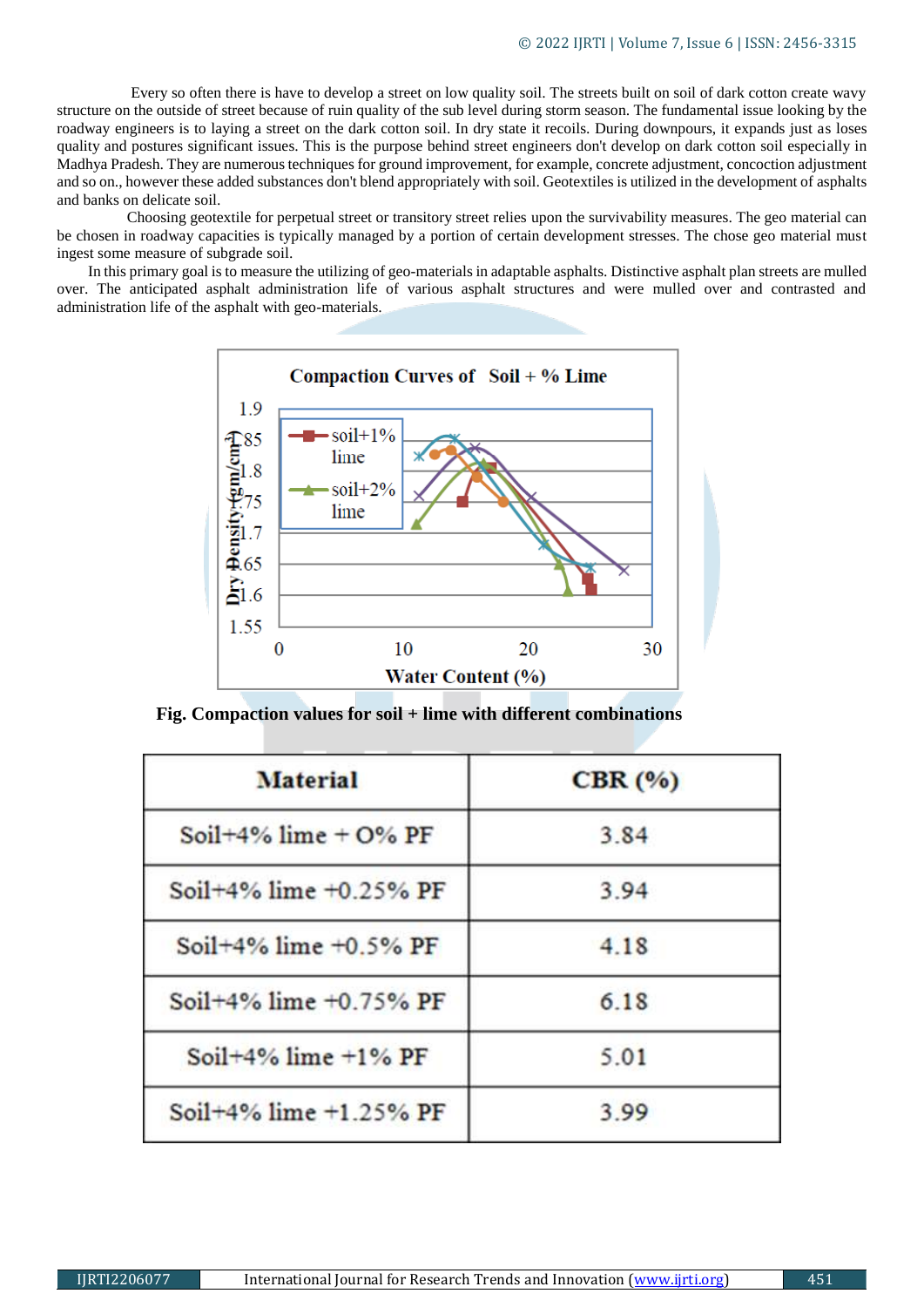Every so often there is have to develop a street on low quality soil. The streets built on soil of dark cotton create wavy structure on the outside of street because of ruin quality of the sub level during storm season. The fundamental issue looking by the roadway engineers is to laying a street on the dark cotton soil. In dry state it recoils. During downpours, it expands just as loses quality and postures significant issues. This is the purpose behind street engineers don't develop on dark cotton soil especially in Madhya Pradesh. They are numerous techniques for ground improvement, for example, concrete adjustment, concoction adjustment and so on., however these added substances don't blend appropriately with soil. Geotextiles is utilized in the development of asphalts and banks on delicate soil.

Choosing geotextile for perpetual street or transitory street relies upon the survivability measures. The geo material can be chosen in roadway capacities is typically managed by a portion of certain development stresses. The chose geo material must ingest some measure of subgrade soil.

In this primary goal is to measure the utilizing of geo-materials in adaptable asphalts. Distinctive asphalt plan streets are mulled over. The anticipated asphalt administration life of various asphalt structures and were mulled over and contrasted and administration life of the asphalt with geo-materials.

**Fig. Compaction values for soil + lime with different combinations**

| Material | CBR (%) |
|---|---|
| Soil+4% lime + 0% PF | 3.84 |
| Soil+4% lime +0.25% PF | 3.94 |
| Soil+4% lime +0.5% PF | 4.18 |
| Soil+4% lime +0.75% PF | 6.18 |
| Soil+4% lime +1% PF | 5.01 |
| Soil+4% lime +1.25% PF | 3.99 |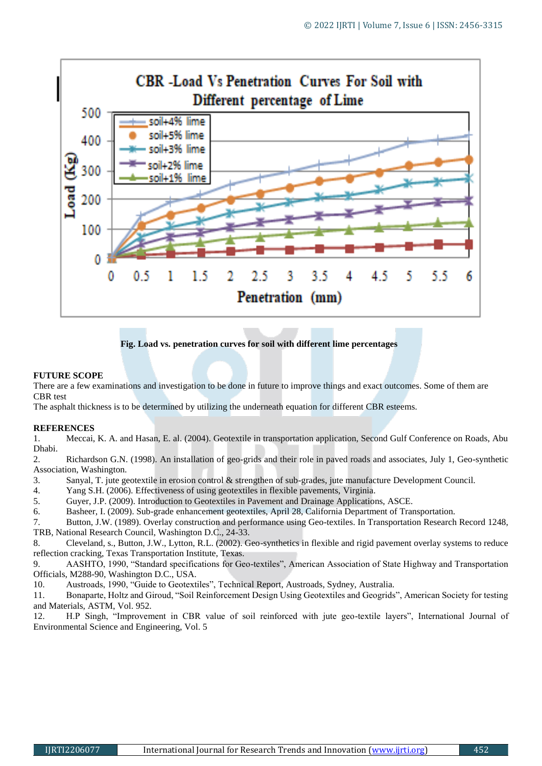CBR -Load Vs Penetration Curves For Soil with Different percentage of Lime

soil+4% lime
soil+5% lime
soil+3% lime
soil+2% lime
soil+1% lime

Load (Kg)

500
400
300
200
100
0

0 0.5 1 1.5 2 2.5 3 3.5 4 4.5 5 5.5 6

Penetration (mm)

**Fig. Load vs. penetration curves for soil with different lime percentages**

## FUTURE SCOPE

There are a few examinations and investigation to be done in future to improve things and exact outcomes. Some of them are CBR test

The asphalt thickness is to be determined by utilizing the underneath equation for different CBR esteems.

## REFERENCES

1. Meccai, K. A. and Hasan, E. al. (2004). Geotextile in transportation application, Second Gulf Conference on Roads, Abu Dhabi.
2. Richardson G.N. (1998). An installation of geo-grids and their role in paved roads and associates, July 1, Geo-synthetic Association, Washington.
3. Sanyal, T. jute geotextile in erosion control & strengthen of sub-grades, jute manufacture Development Council.
4. Yang S.H. (2006). Effectiveness of using geotextiles in flexible pavements, Virginia.
5. Guyer, J.P. (2009). Introduction to Geotextiles in Pavement and Drainage Applications, ASCE.
6. Basheer, I. (2009). Sub-grade enhancement geotextiles, April 28, California Department of Transportation.
7. Button, J.W. (1989). Overlay construction and performance using Geo-textiles. In Transportation Research Record 1248, TRB, National Research Council, Washington D.C., 24-33.
8. Cleveland, s., Button, J.W., Lytton, R.L. (2002). Geo-synthetics in flexible and rigid pavement overlay systems to reduce reflection cracking, Texas Transportation Institute, Texas.
9. AASHTO, 1990, "Standard specifications for Geo-textiles", American Association of State Highway and Transportation Officials, M288-90, Washington D.C., USA.
10. Austroads, 1990, "Guide to Geotextiles", Technical Report, Austroads, Sydney, Australia.
11. Bonaparte, Holtz and Giroud, "Soil Reinforcement Design Using Geotextiles and Geogrids", American Society for testing and Materials, ASTM, Vol. 952.
12. H.P Singh, "Improvement in CBR value of soil reinforced with jute geo-textile layers", International Journal of Environmental Science and Engineering, Vol. 5